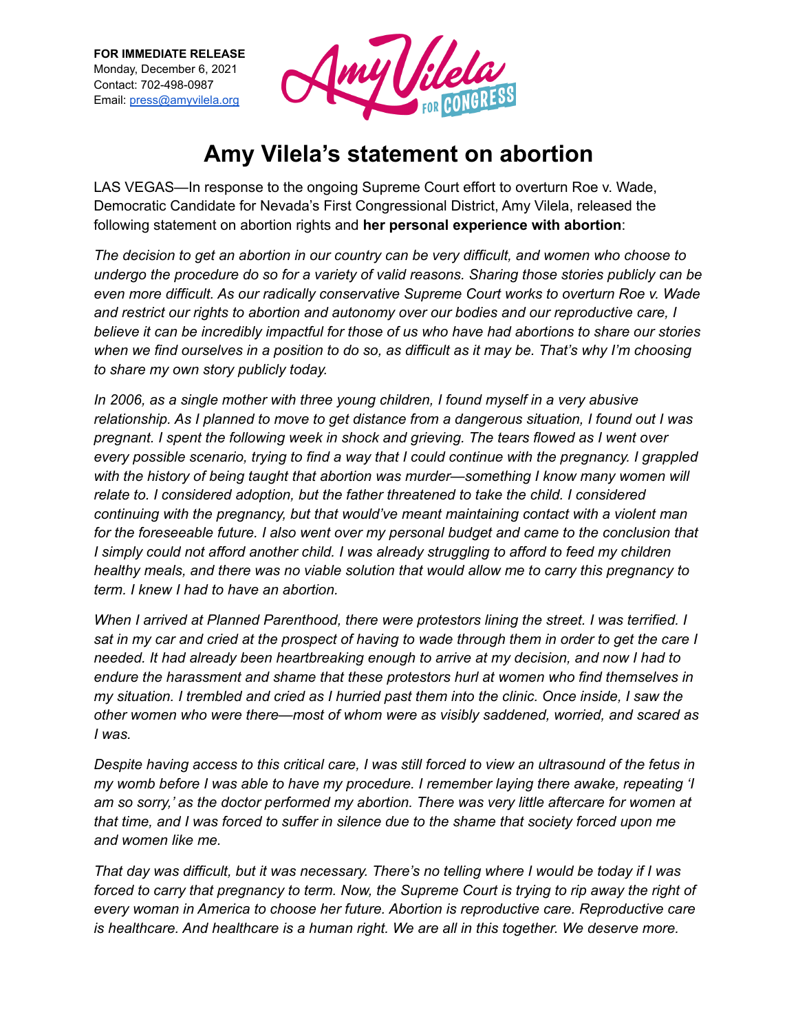**FOR IMMEDIATE RELEASE**
Monday, December 6, 2021
Contact: 702-498-0987
Email: press@amyvilela.org

Amy Vilela FOR CONGRESS

# Amy Vilela's statement on abortion

LAS VEGAS—In response to the ongoing Supreme Court effort to overturn Roe v. Wade, Democratic Candidate for Nevada's First Congressional District, Amy Vilela, released the following statement on abortion rights and **her personal experience with abortion**:

*The decision to get an abortion in our country can be very difficult, and women who choose to undergo the procedure do so for a variety of valid reasons. Sharing those stories publicly can be even more difficult. As our radically conservative Supreme Court works to overturn Roe v. Wade and restrict our rights to abortion and autonomy over our bodies and our reproductive care, I believe it can be incredibly impactful for those of us who have had abortions to share our stories when we find ourselves in a position to do so, as difficult as it may be. That's why I'm choosing to share my own story publicly today.*

*In 2006, as a single mother with three young children, I found myself in a very abusive relationship. As I planned to move to get distance from a dangerous situation, I found out I was pregnant. I spent the following week in shock and grieving. The tears flowed as I went over every possible scenario, trying to find a way that I could continue with the pregnancy. I grappled with the history of being taught that abortion was murder—something I know many women will relate to. I considered adoption, but the father threatened to take the child. I considered continuing with the pregnancy, but that would've meant maintaining contact with a violent man for the foreseeable future. I also went over my personal budget and came to the conclusion that I simply could not afford another child. I was already struggling to afford to feed my children healthy meals, and there was no viable solution that would allow me to carry this pregnancy to term. I knew I had to have an abortion.*

*When I arrived at Planned Parenthood, there were protestors lining the street. I was terrified. I sat in my car and cried at the prospect of having to wade through them in order to get the care I needed. It had already been heartbreaking enough to arrive at my decision, and now I had to endure the harassment and shame that these protestors hurl at women who find themselves in my situation. I trembled and cried as I hurried past them into the clinic. Once inside, I saw the other women who were there—most of whom were as visibly saddened, worried, and scared as I was.*

*Despite having access to this critical care, I was still forced to view an ultrasound of the fetus in my womb before I was able to have my procedure. I remember laying there awake, repeating 'I am so sorry,' as the doctor performed my abortion. There was very little aftercare for women at that time, and I was forced to suffer in silence due to the shame that society forced upon me and women like me.*

*That day was difficult, but it was necessary. There's no telling where I would be today if I was forced to carry that pregnancy to term. Now, the Supreme Court is trying to rip away the right of every woman in America to choose her future. Abortion is reproductive care. Reproductive care is healthcare. And healthcare is a human right. We are all in this together. We deserve more.*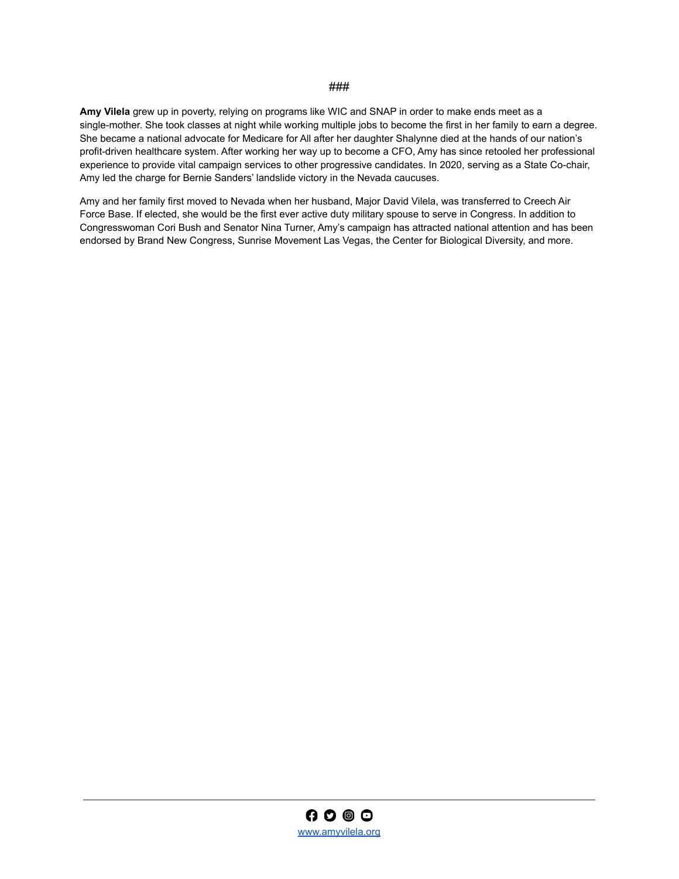###

**Amy Vilela** grew up in poverty, relying on programs like WIC and SNAP in order to make ends meet as a single-mother. She took classes at night while working multiple jobs to become the first in her family to earn a degree. She became a national advocate for Medicare for All after her daughter Shalynne died at the hands of our nation's profit-driven healthcare system. After working her way up to become a CFO, Amy has since retooled her professional experience to provide vital campaign services to other progressive candidates. In 2020, serving as a State Co-chair, Amy led the charge for Bernie Sanders' landslide victory in the Nevada caucuses.

Amy and her family first moved to Nevada when her husband, Major David Vilela, was transferred to Creech Air Force Base. If elected, she would be the first ever active duty military spouse to serve in Congress. In addition to Congresswoman Cori Bush and Senator Nina Turner, Amy's campaign has attracted national attention and has been endorsed by Brand New Congress, Sunrise Movement Las Vegas, the Center for Biological Diversity, and more.

[www.amyvilela.org](http://www.amyvilela.org)